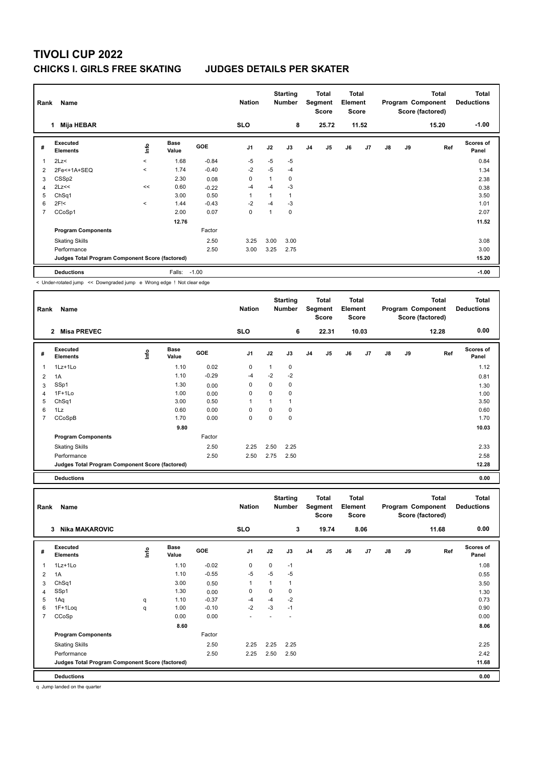# TIVOLI CUP 2022

## CHICKS I. GIRLS FREE SKATING JUDGES DETAILS PER SKATER

| Rank | Name | Nation | Starting Number | Total Segment Score | Total Element Score | Total Program Component Score (factored) | Total Deductions |
|---|---|---|---|---|---|---|---|
| 1 | Mija HEBAR | SLO | 8 | 25.72 | 11.52 | 15.20 | -1.00 |

| # | Executed Elements | Info | Base Value | GOE | J1 | J2 | J3 | J4 | J5 | J6 | J7 | J8 | J9 | Ref | Scores of Panel |
|---|---|---|---|---|---|---|---|---|---|---|---|---|---|---|---|
| 1 | 2Lz< | < | 1.68 | -0.84 | -5 | -5 | -5 | | | | | | | | 0.84 |
| 2 | 2Fe<+1A+SEQ | < | 1.74 | -0.40 | -2 | -5 | -4 | | | | | | | | 1.34 |
| 3 | CSSp2 | | 2.30 | 0.08 | 0 | 1 | 0 | | | | | | | | 2.38 |
| 4 | 2Lz<< | << | 0.60 | -0.22 | -4 | -4 | -3 | | | | | | | | 0.38 |
| 5 | ChSq1 | | 3.00 | 0.50 | 1 | 1 | 1 | | | | | | | | 3.50 |
| 6 | 2F!< | < | 1.44 | -0.43 | -2 | -4 | -3 | | | | | | | | 1.01 |
| 7 | CCoSp1 | | 2.00 | 0.07 | 0 | 1 | 0 | | | | | | | | 2.07 |
| | | | 12.76 | | | | | | | | | | | | 11.52 |
| | **Program Components** | | | Factor | | | | | | | | | | | |
| | Skating Skills | | | 2.50 | 3.25 | 3.00 | 3.00 | | | | | | | | 3.08 |
| | Performance | | | 2.50 | 3.00 | 3.25 | 2.75 | | | | | | | | 3.00 |
| | **Judges Total Program Component Score (factored)** | | | | | | | | | | | | | | 15.20 |
| | **Deductions** | | Falls: | -1.00 | | | | | | | | | | | -1.00 |

< Under-rotated jump << Downgraded jump e Wrong edge ! Not clear edge

| Rank | Name | Nation | Starting Number | Total Segment Score | Total Element Score | Total Program Component Score (factored) | Total Deductions |
|---|---|---|---|---|---|---|---|
| 2 | Misa PREVEC | SLO | 6 | 22.31 | 10.03 | 12.28 | 0.00 |

| # | Executed Elements | Info | Base Value | GOE | J1 | J2 | J3 | J4 | J5 | J6 | J7 | J8 | J9 | Ref | Scores of Panel |
|---|---|---|---|---|---|---|---|---|---|---|---|---|---|---|---|
| 1 | 1Lz+1Lo | | 1.10 | 0.02 | 0 | 1 | 0 | | | | | | | | 1.12 |
| 2 | 1A | | 1.10 | -0.29 | -4 | -2 | -2 | | | | | | | | 0.81 |
| 3 | SSp1 | | 1.30 | 0.00 | 0 | 0 | 0 | | | | | | | | 1.30 |
| 4 | 1F+1Lo | | 1.00 | 0.00 | 0 | 0 | 0 | | | | | | | | 1.00 |
| 5 | ChSq1 | | 3.00 | 0.50 | 1 | 1 | 1 | | | | | | | | 3.50 |
| 6 | 1Lz | | 0.60 | 0.00 | 0 | 0 | 0 | | | | | | | | 0.60 |
| 7 | CCoSpB | | 1.70 | 0.00 | 0 | 0 | 0 | | | | | | | | 1.70 |
| | | | 9.80 | | | | | | | | | | | | 10.03 |
| | **Program Components** | | | Factor | | | | | | | | | | | |
| | Skating Skills | | | 2.50 | 2.25 | 2.50 | 2.25 | | | | | | | | 2.33 |
| | Performance | | | 2.50 | 2.50 | 2.75 | 2.50 | | | | | | | | 2.58 |
| | **Judges Total Program Component Score (factored)** | | | | | | | | | | | | | | 12.28 |
| | **Deductions** | | | | | | | | | | | | | | 0.00 |

| Rank | Name | Nation | Starting Number | Total Segment Score | Total Element Score | Total Program Component Score (factored) | Total Deductions |
|---|---|---|---|---|---|---|---|
| 3 | Nika MAKAROVIC | SLO | 3 | 19.74 | 8.06 | 11.68 | 0.00 |

| # | Executed Elements | Info | Base Value | GOE | J1 | J2 | J3 | J4 | J5 | J6 | J7 | J8 | J9 | Ref | Scores of Panel |
|---|---|---|---|---|---|---|---|---|---|---|---|---|---|---|---|
| 1 | 1Lz+1Lo | | 1.10 | -0.02 | 0 | 0 | -1 | | | | | | | | 1.08 |
| 2 | 1A | | 1.10 | -0.55 | -5 | -5 | -5 | | | | | | | | 0.55 |
| 3 | ChSq1 | | 3.00 | 0.50 | 1 | 1 | 1 | | | | | | | | 3.50 |
| 4 | SSp1 | | 1.30 | 0.00 | 0 | 0 | 0 | | | | | | | | 1.30 |
| 5 | 1Aq | q | 1.10 | -0.37 | -4 | -4 | -2 | | | | | | | | 0.73 |
| 6 | 1F+1Loq | q | 1.00 | -0.10 | -2 | -3 | -1 | | | | | | | | 0.90 |
| 7 | CCoSp | | 0.00 | 0.00 | - | - | - | | | | | | | | 0.00 |
| | | | 8.60 | | | | | | | | | | | | 8.06 |
| | **Program Components** | | | Factor | | | | | | | | | | | |
| | Skating Skills | | | 2.50 | 2.25 | 2.25 | 2.25 | | | | | | | | 2.25 |
| | Performance | | | 2.50 | 2.25 | 2.50 | 2.50 | | | | | | | | 2.42 |
| | **Judges Total Program Component Score (factored)** | | | | | | | | | | | | | | 11.68 |
| | **Deductions** | | | | | | | | | | | | | | 0.00 |

q Jump landed on the quarter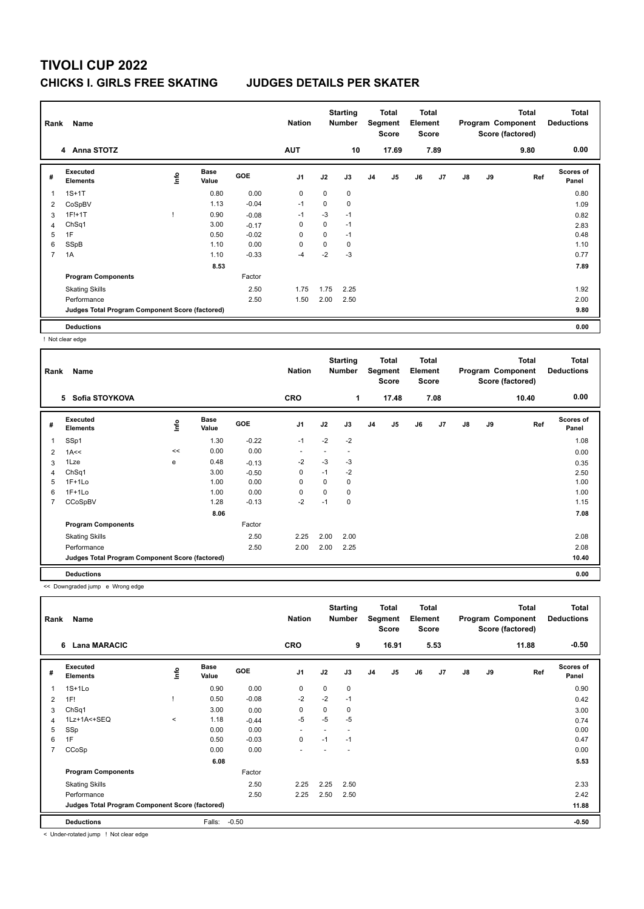# TIVOLI CUP 2022

## CHICKS I. GIRLS FREE SKATING JUDGES DETAILS PER SKATER

| Rank | Name | Nation | Starting Number | Total Segment Score | Total Element Score | Total Program Component Score (factored) | Total Deductions |
|---|---|---|---|---|---|---|---|
| 4 | Anna STOTZ | AUT | 10 | 17.69 | 7.89 | 9.80 | 0.00 |

| # | Executed Elements | Info | Base Value | GOE | J1 | J2 | J3 | J4 | J5 | J6 | J7 | J8 | J9 | Ref | Scores of Panel |
|---|---|---|---|---|---|---|---|---|---|---|---|---|---|---|---|
| 1 | 1S+1T | | 0.80 | 0.00 | 0 | 0 | 0 | | | | | | | | 0.80 |
| 2 | CoSpBV | | 1.13 | -0.04 | -1 | 0 | 0 | | | | | | | | 1.09 |
| 3 | 1F!+1T | ! | 0.90 | -0.08 | -1 | -3 | -1 | | | | | | | | 0.82 |
| 4 | ChSq1 | | 3.00 | -0.17 | 0 | 0 | -1 | | | | | | | | 2.83 |
| 5 | 1F | | 0.50 | -0.02 | 0 | 0 | -1 | | | | | | | | 0.48 |
| 6 | SSpB | | 1.10 | 0.00 | 0 | 0 | 0 | | | | | | | | 1.10 |
| 7 | 1A | | 1.10 | -0.33 | -4 | -2 | -3 | | | | | | | | 0.77 |
| | | | 8.53 | | | | | | | | | | | | 7.89 |
| | Program Components | | | Factor | | | | | | | | | | | |
| | Skating Skills | | | 2.50 | 1.75 | 1.75 | 2.25 | | | | | | | | 1.92 |
| | Performance | | | 2.50 | 1.50 | 2.00 | 2.50 | | | | | | | | 2.00 |
| | Judges Total Program Component Score (factored) | | | | | | | | | | | | | | 9.80 |
| | Deductions | | | | | | | | | | | | | | 0.00 |

! Not clear edge

| Rank | Name | Nation | Starting Number | Total Segment Score | Total Element Score | Total Program Component Score (factored) | Total Deductions |
|---|---|---|---|---|---|---|---|
| 5 | Sofia STOYKOVA | CRO | 1 | 17.48 | 7.08 | 10.40 | 0.00 |

| # | Executed Elements | Info | Base Value | GOE | J1 | J2 | J3 | J4 | J5 | J6 | J7 | J8 | J9 | Ref | Scores of Panel |
|---|---|---|---|---|---|---|---|---|---|---|---|---|---|---|---|
| 1 | SSp1 | | 1.30 | -0.22 | -1 | -2 | -2 | | | | | | | | 1.08 |
| 2 | 1A<< | << | 0.00 | 0.00 | - | - | - | | | | | | | | 0.00 |
| 3 | 1Lze | e | 0.48 | -0.13 | -2 | -3 | -3 | | | | | | | | 0.35 |
| 4 | ChSq1 | | 3.00 | -0.50 | 0 | -1 | -2 | | | | | | | | 2.50 |
| 5 | 1F+1Lo | | 1.00 | 0.00 | 0 | 0 | 0 | | | | | | | | 1.00 |
| 6 | 1F+1Lo | | 1.00 | 0.00 | 0 | 0 | 0 | | | | | | | | 1.00 |
| 7 | CCoSpBV | | 1.28 | -0.13 | -2 | -1 | 0 | | | | | | | | 1.15 |
| | | | 8.06 | | | | | | | | | | | | 7.08 |
| | Program Components | | | Factor | | | | | | | | | | | |
| | Skating Skills | | | 2.50 | 2.25 | 2.00 | 2.00 | | | | | | | | 2.08 |
| | Performance | | | 2.50 | 2.00 | 2.00 | 2.25 | | | | | | | | 2.08 |
| | Judges Total Program Component Score (factored) | | | | | | | | | | | | | | 10.40 |
| | Deductions | | | | | | | | | | | | | | 0.00 |

<< Downgraded jump e Wrong edge

| Rank | Name | Nation | Starting Number | Total Segment Score | Total Element Score | Total Program Component Score (factored) | Total Deductions |
|---|---|---|---|---|---|---|---|
| 6 | Lana MARACIC | CRO | 9 | 16.91 | 5.53 | 11.88 | -0.50 |

| # | Executed Elements | Info | Base Value | GOE | J1 | J2 | J3 | J4 | J5 | J6 | J7 | J8 | J9 | Ref | Scores of Panel |
|---|---|---|---|---|---|---|---|---|---|---|---|---|---|---|---|
| 1 | 1S+1Lo | | 0.90 | 0.00 | 0 | 0 | 0 | | | | | | | | 0.90 |
| 2 | 1F! | ! | 0.50 | -0.08 | -2 | -2 | -1 | | | | | | | | 0.42 |
| 3 | ChSq1 | | 3.00 | 0.00 | 0 | 0 | 0 | | | | | | | | 3.00 |
| 4 | 1Lz+1A<+SEQ | < | 1.18 | -0.44 | -5 | -5 | -5 | | | | | | | | 0.74 |
| 5 | SSp | | 0.00 | 0.00 | - | - | - | | | | | | | | 0.00 |
| 6 | 1F | | 0.50 | -0.03 | 0 | -1 | -1 | | | | | | | | 0.47 |
| 7 | CCoSp | | 0.00 | 0.00 | - | - | - | | | | | | | | 0.00 |
| | | | 6.08 | | | | | | | | | | | | 5.53 |
| | Program Components | | | Factor | | | | | | | | | | | |
| | Skating Skills | | | 2.50 | 2.25 | 2.25 | 2.50 | | | | | | | | 2.33 |
| | Performance | | | 2.50 | 2.25 | 2.50 | 2.50 | | | | | | | | 2.42 |
| | Judges Total Program Component Score (factored) | | | | | | | | | | | | | | 11.88 |
| | Deductions | | Falls: -0.50 | | | | | | | | | | | | -0.50 |

< Under-rotated jump ! Not clear edge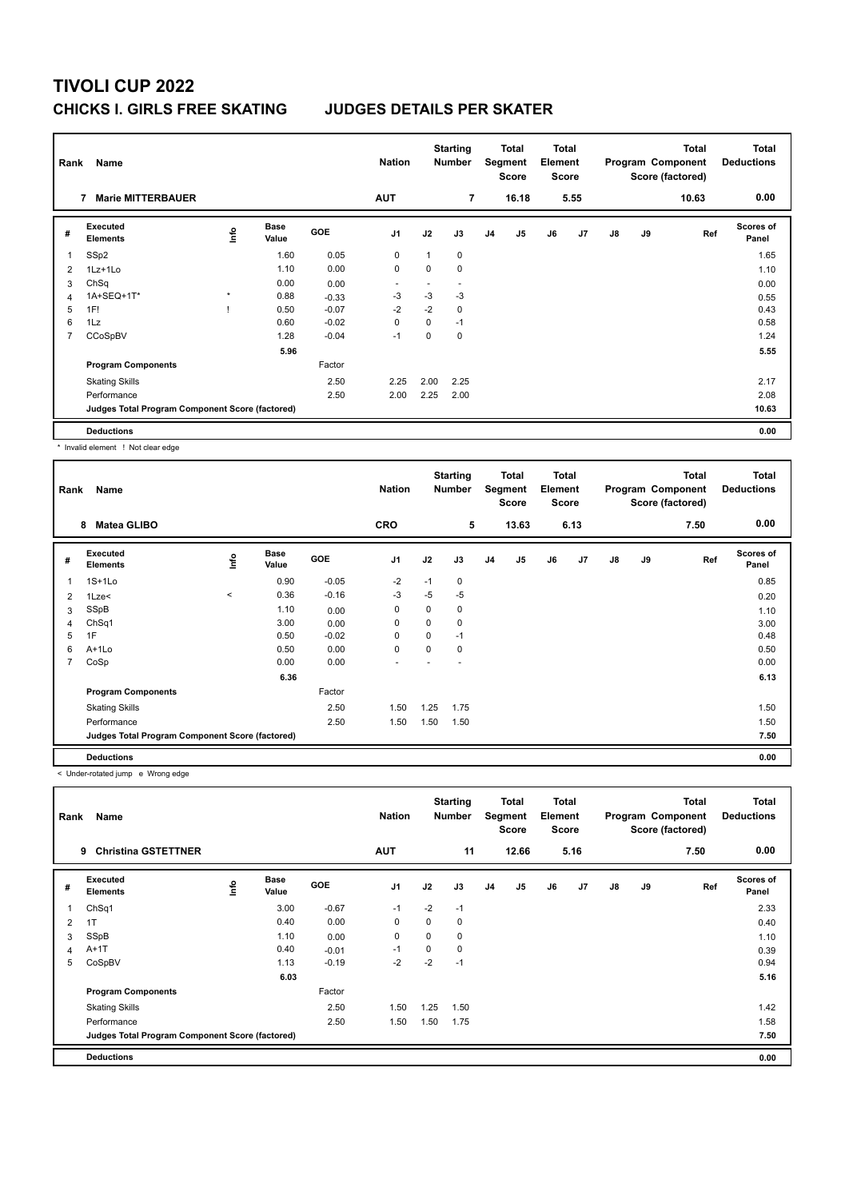# TIVOLI CUP 2022

## CHICKS I. GIRLS FREE SKATING JUDGES DETAILS PER SKATER

| Rank | Name | | | Nation | | Starting Number | | Total Segment Score | | Total Element Score | | | | Total Program Component Score (factored) | Total Deductions |
|---|---|---|---|---|---|---|---|---|---|---|---|---|---|---|---|
| 7 | Marie MITTERBAUER | | | AUT | | 7 | | 16.18 | | 5.55 | | | | 10.63 | 0.00 |

| # | Executed Elements | Info | Base Value | GOE | J1 | J2 | J3 | J4 | J5 | J6 | J7 | J8 | J9 | Ref | Scores of Panel |
|---|---|---|---|---|---|---|---|---|---|---|---|---|---|---|---|
| 1 | SSp2 | | 1.60 | 0.05 | 0 | 1 | 0 | | | | | | | | 1.65 |
| 2 | 1Lz+1Lo | | 1.10 | 0.00 | 0 | 0 | 0 | | | | | | | | 1.10 |
| 3 | ChSq | | 0.00 | 0.00 | - | - | - | | | | | | | | 0.00 |
| 4 | 1A+SEQ+1T* | * | 0.88 | -0.33 | -3 | -3 | -3 | | | | | | | | 0.55 |
| 5 | 1F! | ! | 0.50 | -0.07 | -2 | -2 | 0 | | | | | | | | 0.43 |
| 6 | 1Lz | | 0.60 | -0.02 | 0 | 0 | -1 | | | | | | | | 0.58 |
| 7 | CCoSpBV | | 1.28 | -0.04 | -1 | 0 | 0 | | | | | | | | 1.24 |
| | | | 5.96 | | | | | | | | | | | | 5.55 |
| | Program Components | | | Factor | | | | | | | | | | | |
| | Skating Skills | | | 2.50 | 2.25 | 2.00 | 2.25 | | | | | | | | 2.17 |
| | Performance | | | 2.50 | 2.00 | 2.25 | 2.00 | | | | | | | | 2.08 |
| | Judges Total Program Component Score (factored) | | | | | | | | | | | | | | 10.63 |
| | Deductions | | | | | | | | | | | | | | 0.00 |

\* Invalid element ! Not clear edge

| Rank | Name | | | Nation | | Starting Number | | Total Segment Score | | Total Element Score | | | | Total Program Component Score (factored) | Total Deductions |
|---|---|---|---|---|---|---|---|---|---|---|---|---|---|---|---|
| 8 | Matea GLIBO | | | CRO | | 5 | | 13.63 | | 6.13 | | | | 7.50 | 0.00 |

| # | Executed Elements | Info | Base Value | GOE | J1 | J2 | J3 | J4 | J5 | J6 | J7 | J8 | J9 | Ref | Scores of Panel |
|---|---|---|---|---|---|---|---|---|---|---|---|---|---|---|---|
| 1 | 1S+1Lo | | 0.90 | -0.05 | -2 | -1 | 0 | | | | | | | | 0.85 |
| 2 | 1Lze< | < | 0.36 | -0.16 | -3 | -5 | -5 | | | | | | | | 0.20 |
| 3 | SSpB | | 1.10 | 0.00 | 0 | 0 | 0 | | | | | | | | 1.10 |
| 4 | ChSq1 | | 3.00 | 0.00 | 0 | 0 | 0 | | | | | | | | 3.00 |
| 5 | 1F | | 0.50 | -0.02 | 0 | 0 | -1 | | | | | | | | 0.48 |
| 6 | A+1Lo | | 0.50 | 0.00 | 0 | 0 | 0 | | | | | | | | 0.50 |
| 7 | CoSp | | 0.00 | 0.00 | - | - | - | | | | | | | | 0.00 |
| | | | 6.36 | | | | | | | | | | | | 6.13 |
| | Program Components | | | Factor | | | | | | | | | | | |
| | Skating Skills | | | 2.50 | 1.50 | 1.25 | 1.75 | | | | | | | | 1.50 |
| | Performance | | | 2.50 | 1.50 | 1.50 | 1.50 | | | | | | | | 1.50 |
| | Judges Total Program Component Score (factored) | | | | | | | | | | | | | | 7.50 |
| | Deductions | | | | | | | | | | | | | | 0.00 |

< Under-rotated jump e Wrong edge

| Rank | Name | | | Nation | | Starting Number | | Total Segment Score | | Total Element Score | | | | Total Program Component Score (factored) | Total Deductions |
|---|---|---|---|---|---|---|---|---|---|---|---|---|---|---|---|
| 9 | Christina GSTETTNER | | | AUT | | 11 | | 12.66 | | 5.16 | | | | 7.50 | 0.00 |

| # | Executed Elements | Info | Base Value | GOE | J1 | J2 | J3 | J4 | J5 | J6 | J7 | J8 | J9 | Ref | Scores of Panel |
|---|---|---|---|---|---|---|---|---|---|---|---|---|---|---|---|
| 1 | ChSq1 | | 3.00 | -0.67 | -1 | -2 | -1 | | | | | | | | 2.33 |
| 2 | 1T | | 0.40 | 0.00 | 0 | 0 | 0 | | | | | | | | 0.40 |
| 3 | SSpB | | 1.10 | 0.00 | 0 | 0 | 0 | | | | | | | | 1.10 |
| 4 | A+1T | | 0.40 | -0.01 | -1 | 0 | 0 | | | | | | | | 0.39 |
| 5 | CoSpBV | | 1.13 | -0.19 | -2 | -2 | -1 | | | | | | | | 0.94 |
| | | | 6.03 | | | | | | | | | | | | 5.16 |
| | Program Components | | | Factor | | | | | | | | | | | |
| | Skating Skills | | | 2.50 | 1.50 | 1.25 | 1.50 | | | | | | | | 1.42 |
| | Performance | | | 2.50 | 1.50 | 1.50 | 1.75 | | | | | | | | 1.58 |
| | Judges Total Program Component Score (factored) | | | | | | | | | | | | | | 7.50 |
| | Deductions | | | | | | | | | | | | | | 0.00 |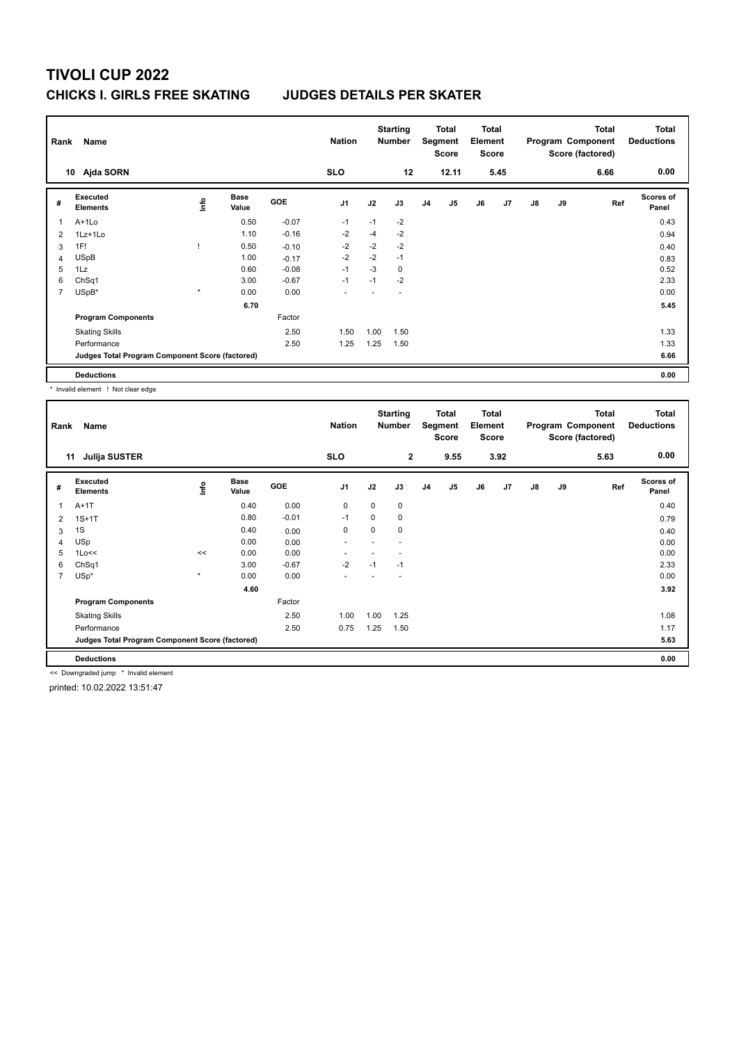# TIVOLI CUP 2022

## CHICKS I. GIRLS FREE SKATING JUDGES DETAILS PER SKATER

| Rank | Name | Nation | Starting Number | Total Segment Score | Total Element Score | Total Program Component Score (factored) | Total Deductions |
|---|---|---|---|---|---|---|---|
| 10 | Ajda SORN | SLO | 12 | 12.11 | 5.45 | 6.66 | 0.00 |

| # | Executed Elements | Info | Base Value | GOE | J1 | J2 | J3 | J4 | J5 | J6 | J7 | J8 | J9 | Ref | Scores of Panel |
|---|---|---|---|---|---|---|---|---|---|---|---|---|---|---|---|
| 1 | A+1Lo | | 0.50 | -0.07 | -1 | -1 | -2 | | | | | | | | 0.43 |
| 2 | 1Lz+1Lo | | 1.10 | -0.16 | -2 | -4 | -2 | | | | | | | | 0.94 |
| 3 | 1F! | ! | 0.50 | -0.10 | -2 | -2 | -2 | | | | | | | | 0.40 |
| 4 | USpB | | 1.00 | -0.17 | -2 | -2 | -1 | | | | | | | | 0.83 |
| 5 | 1Lz | | 0.60 | -0.08 | -1 | -3 | 0 | | | | | | | | 0.52 |
| 6 | ChSq1 | | 3.00 | -0.67 | -1 | -1 | -2 | | | | | | | | 2.33 |
| 7 | USpB* | * | 0.00 | 0.00 | - | - | - | | | | | | | | 0.00 |
| | | | 6.70 | | | | | | | | | | | | 5.45 |
| | **Program Components** | | | Factor | | | | | | | | | | | |
| | Skating Skills | | | 2.50 | 1.50 | 1.00 | 1.50 | | | | | | | | 1.33 |
| | Performance | | | 2.50 | 1.25 | 1.25 | 1.50 | | | | | | | | 1.33 |
| | **Judges Total Program Component Score (factored)** | | | | | | | | | | | | | | 6.66 |
| | **Deductions** | | | | | | | | | | | | | | 0.00 |

\* Invalid element ! Not clear edge

| Rank | Name | Nation | Starting Number | Total Segment Score | Total Element Score | Total Program Component Score (factored) | Total Deductions |
|---|---|---|---|---|---|---|---|
| 11 | Julija SUSTER | SLO | 2 | 9.55 | 3.92 | 5.63 | 0.00 |

| # | Executed Elements | Info | Base Value | GOE | J1 | J2 | J3 | J4 | J5 | J6 | J7 | J8 | J9 | Ref | Scores of Panel |
|---|---|---|---|---|---|---|---|---|---|---|---|---|---|---|---|
| 1 | A+1T | | 0.40 | 0.00 | 0 | 0 | 0 | | | | | | | | 0.40 |
| 2 | 1S+1T | | 0.80 | -0.01 | -1 | 0 | 0 | | | | | | | | 0.79 |
| 3 | 1S | | 0.40 | 0.00 | 0 | 0 | 0 | | | | | | | | 0.40 |
| 4 | USp | | 0.00 | 0.00 | - | - | - | | | | | | | | 0.00 |
| 5 | 1Lo<< | << | 0.00 | 0.00 | - | - | - | | | | | | | | 0.00 |
| 6 | ChSq1 | | 3.00 | -0.67 | -2 | -1 | -1 | | | | | | | | 2.33 |
| 7 | USp* | * | 0.00 | 0.00 | - | - | - | | | | | | | | 0.00 |
| | | | 4.60 | | | | | | | | | | | | 3.92 |
| | **Program Components** | | | Factor | | | | | | | | | | | |
| | Skating Skills | | | 2.50 | 1.00 | 1.00 | 1.25 | | | | | | | | 1.08 |
| | Performance | | | 2.50 | 0.75 | 1.25 | 1.50 | | | | | | | | 1.17 |
| | **Judges Total Program Component Score (factored)** | | | | | | | | | | | | | | 5.63 |
| | **Deductions** | | | | | | | | | | | | | | 0.00 |

<< Downgraded jump * Invalid element

printed: 10.02.2022 13:51:47